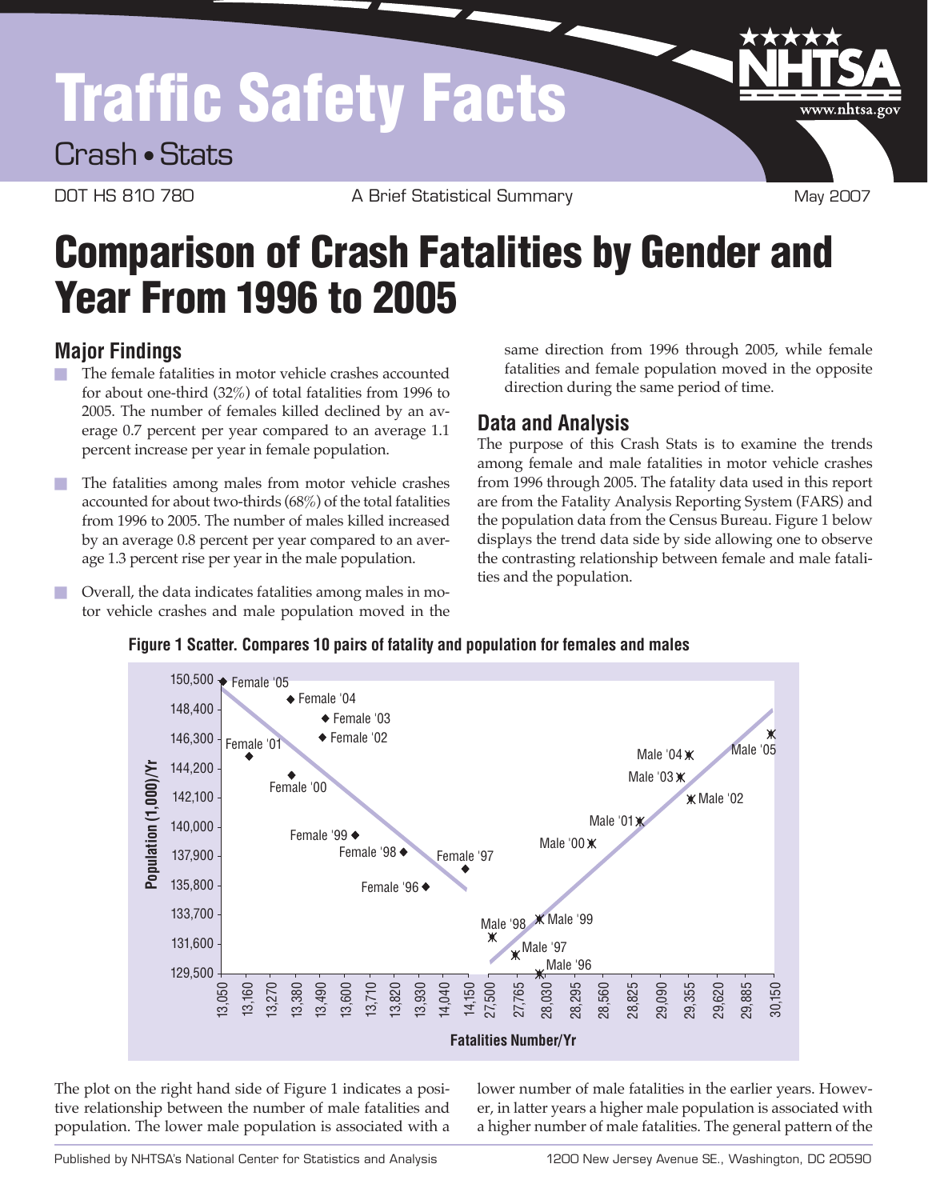# Traffic Safety Facts

Crash • Stats

DOT HS 810 780 A Brief Statistical Summary May 2007

# Comparison of Crash Fatalities by Gender and Year From 1996 to 2005

## Major Findings

- The female fatalities in motor vehicle crashes accounted for about one-third (32%) of total fatalities from 1996 to 2005. The number of females killed declined by an average 0.7 percent per year compared to an average 1.1 percent increase per year in female population.
- The fatalities among males from motor vehicle crashes accounted for about two-thirds (68%) of the total fatalities from 1996 to 2005. The number of males killed increased by an average 0.8 percent per year compared to an average 1.3 percent rise per year in the male population.
- Overall, the data indicates fatalities among males in motor vehicle crashes and male population moved in the same direction from 1996 through 2005, while female fatalities and female population moved in the opposite direction during the same period of time.

## Data and Analysis

The purpose of this Crash Stats is to examine the trends among female and male fatalities in motor vehicle crashes from 1996 through 2005. The fatality data used in this report are from the Fatality Analysis Reporting System (FARS) and the population data from the Census Bureau. Figure 1 below displays the trend data side by side allowing one to observe the contrasting relationship between female and male fatalities and the population.

**Figure 1 Scatter. Compares 10 pairs of fatality and population for females and males**

The plot on the right hand side of Figure 1 indicates a positive relationship between the number of male fatalities and population. The lower male population is associated with a lower number of male fatalities in the earlier years. However, in latter years a higher male population is associated with a higher number of male fatalities. The general pattern of the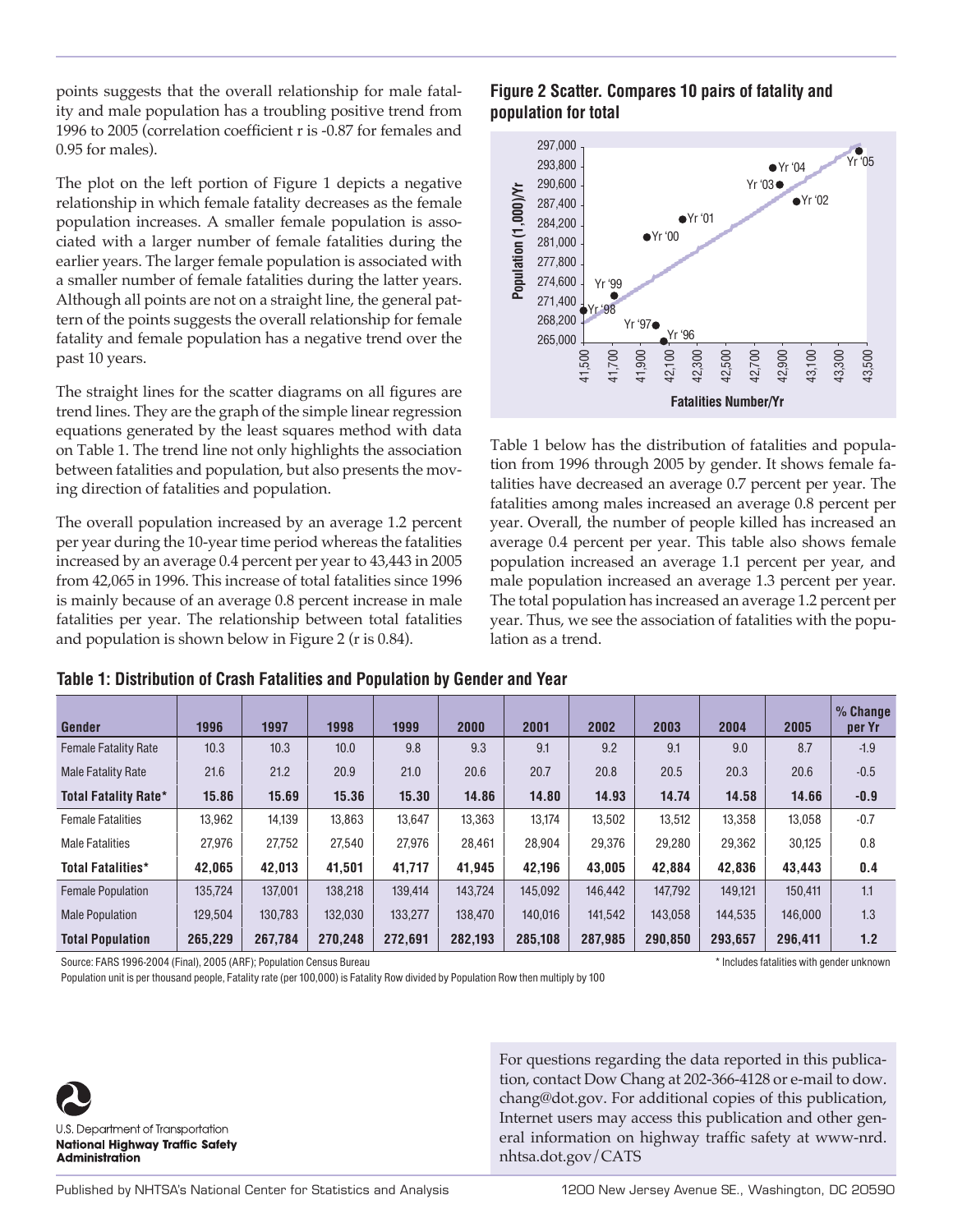points suggests that the overall relationship for male fatality and male population has a troubling positive trend from 1996 to 2005 (correlation coefficient r is -0.87 for females and 0.95 for males).

The plot on the left portion of Figure 1 depicts a negative relationship in which female fatality decreases as the female population increases. A smaller female population is associated with a larger number of female fatalities during the earlier years. The larger female population is associated with a smaller number of female fatalities during the latter years. Although all points are not on a straight line, the general pattern of the points suggests the overall relationship for female fatality and female population has a negative trend over the past 10 years.

The straight lines for the scatter diagrams on all figures are trend lines. They are the graph of the simple linear regression equations generated by the least squares method with data on Table 1. The trend line not only highlights the association between fatalities and population, but also presents the moving direction of fatalities and population.

The overall population increased by an average 1.2 percent per year during the 10-year time period whereas the fatalities increased by an average 0.4 percent per year to 43,443 in 2005 from 42,065 in 1996. This increase of total fatalities since 1996 is mainly because of an average 0.8 percent increase in male fatalities per year. The relationship between total fatalities and population is shown below in Figure 2 (r is 0.84).

**Figure 2 Scatter. Compares 10 pairs of fatality and population for total**

Population (1,000)/Yr
297,000
293,800
290,600
287,400
284,200
281,000
277,800
274,600
271,400
268,200
265,000

Yr '05
Yr '04
Yr '03
Yr '02
Yr '01
Yr '00
Yr '99
Yr '98
Yr '97
Yr '96

41,500 41,700 41,900 42,100 42,300 42,500 42,700 42,900 43,100 43,300 43,500

Fatalities Number/Yr

Table 1 below has the distribution of fatalities and population from 1996 through 2005 by gender. It shows female fatalities have decreased an average 0.7 percent per year. The fatalities among males increased an average 0.8 percent per year. Overall, the number of people killed has increased an average 0.4 percent per year. This table also shows female population increased an average 1.1 percent per year, and male population increased an average 1.3 percent per year. The total population has increased an average 1.2 percent per year. Thus, we see the association of fatalities with the population as a trend.

**Table 1: Distribution of Crash Fatalities and Population by Gender and Year**

| Gender | 1996 | 1997 | 1998 | 1999 | 2000 | 2001 | 2002 | 2003 | 2004 | 2005 | % Change per Yr |
|---|---|---|---|---|---|---|---|---|---|---|---|
| Female Fatality Rate | 10.3 | 10.3 | 10.0 | 9.8 | 9.3 | 9.1 | 9.2 | 9.1 | 9.0 | 8.7 | -1.9 |
| Male Fatality Rate | 21.6 | 21.2 | 20.9 | 21.0 | 20.6 | 20.7 | 20.8 | 20.5 | 20.3 | 20.6 | -0.5 |
| **Total Fatality Rate*** | **15.86** | **15.69** | **15.36** | **15.30** | **14.86** | **14.80** | **14.93** | **14.74** | **14.58** | **14.66** | **-0.9** |
| Female Fatalities | 13,962 | 14,139 | 13,863 | 13,647 | 13,363 | 13,174 | 13,502 | 13,512 | 13,358 | 13,058 | -0.7 |
| Male Fatalities | 27,976 | 27,752 | 27,540 | 27,976 | 28,461 | 28,904 | 29,376 | 29,280 | 29,362 | 30,125 | 0.8 |
| **Total Fatalities*** | **42,065** | **42,013** | **41,501** | **41,717** | **41,945** | **42,196** | **43,005** | **42,884** | **42,836** | **43,443** | **0.4** |
| Female Population | 135,724 | 137,001 | 138,218 | 139,414 | 143,724 | 145,092 | 146,442 | 147,792 | 149,121 | 150,411 | 1.1 |
| Male Population | 129,504 | 130,783 | 132,030 | 133,277 | 138,470 | 140,016 | 141,542 | 143,058 | 144,535 | 146,000 | 1.3 |
| **Total Population** | **265,229** | **267,784** | **270,248** | **272,691** | **282,193** | **285,108** | **287,985** | **290,850** | **293,657** | **296,411** | **1.2** |

Source: FARS 1996-2004 (Final), 2005 (ARF); Population Census Bureau

* Includes fatalities with gender unknown

Population unit is per thousand people, Fatality rate (per 100,000) is Fatality Row divided by Population Row then multiply by 100

For questions regarding the data reported in this publication, contact Dow Chang at 202-366-4128 or e-mail to dow.chang@dot.gov. For additional copies of this publication, Internet users may access this publication and other general information on highway traffic safety at www-nrd.nhtsa.dot.gov/CATS

U.S. Department of Transportation
**National Highway Traffic Safety Administration**

Published by NHTSA's National Center for Statistics and Analysis

1200 New Jersey Avenue SE., Washington, DC 20590